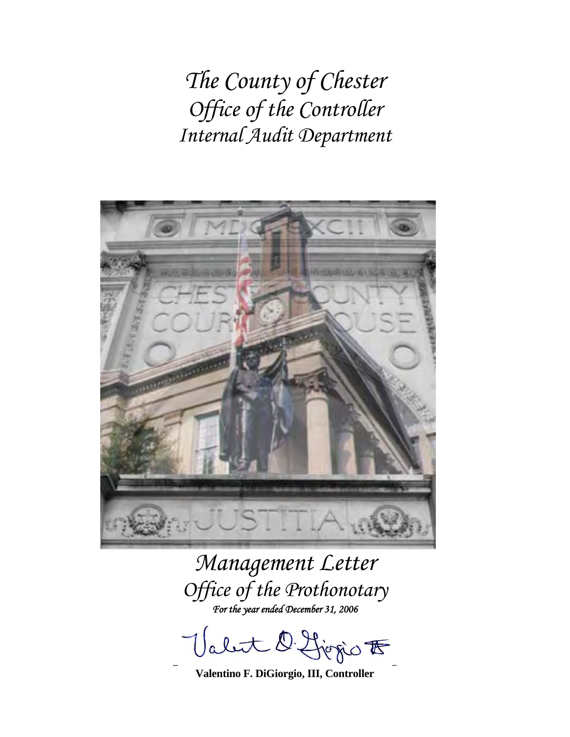# *The County of Chester*
# *Office of the Controller*
# *Internal Audit Department*

## *Management Letter*
## *Office of the Prothonotary*

*For the year ended December 31, 2006*

**Valentino F. DiGiorgio, III, Controller**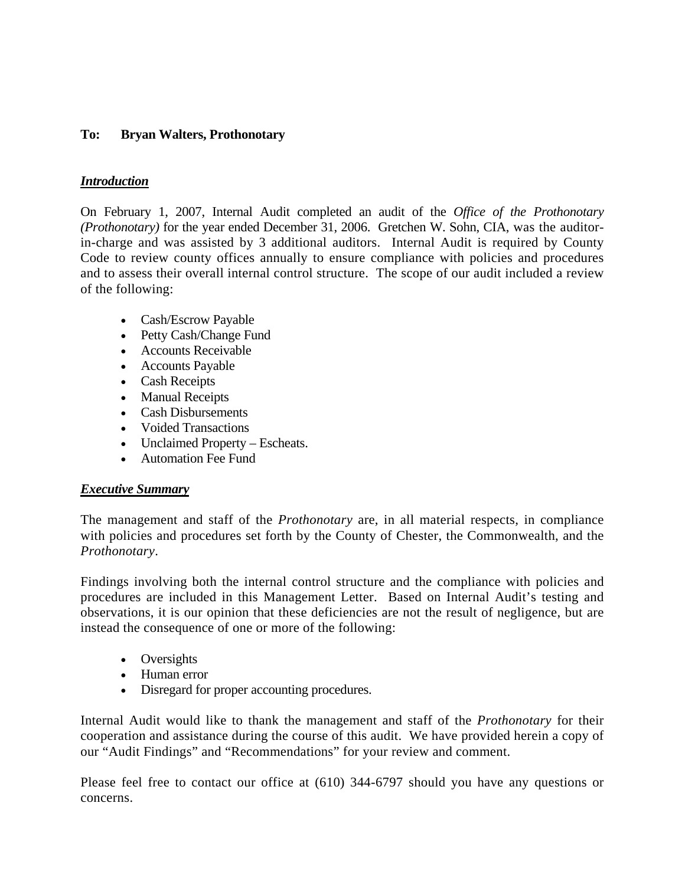**To: Bryan Walters, Prothonotary**

***Introduction***

On February 1, 2007, Internal Audit completed an audit of the *Office of the Prothonotary (Prothonotary)* for the year ended December 31, 2006. Gretchen W. Sohn, CIA, was the auditor-in-charge and was assisted by 3 additional auditors. Internal Audit is required by County Code to review county offices annually to ensure compliance with policies and procedures and to assess their overall internal control structure. The scope of our audit included a review of the following:

- Cash/Escrow Payable
- Petty Cash/Change Fund
- Accounts Receivable
- Accounts Payable
- Cash Receipts
- Manual Receipts
- Cash Disbursements
- Voided Transactions
- Unclaimed Property – Escheats.
- Automation Fee Fund

***Executive Summary***

The management and staff of the *Prothonotary* are, in all material respects, in compliance with policies and procedures set forth by the County of Chester, the Commonwealth, and the *Prothonotary*.

Findings involving both the internal control structure and the compliance with policies and procedures are included in this Management Letter. Based on Internal Audit's testing and observations, it is our opinion that these deficiencies are not the result of negligence, but are instead the consequence of one or more of the following:

- Oversights
- Human error
- Disregard for proper accounting procedures.

Internal Audit would like to thank the management and staff of the *Prothonotary* for their cooperation and assistance during the course of this audit. We have provided herein a copy of our "Audit Findings" and "Recommendations" for your review and comment.

Please feel free to contact our office at (610) 344-6797 should you have any questions or concerns.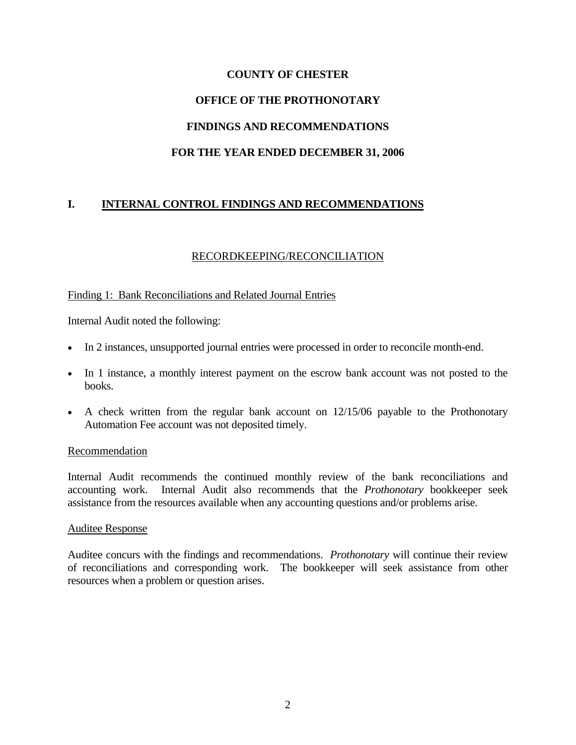# COUNTY OF CHESTER

# OFFICE OF THE PROTHONOTARY

# FINDINGS AND RECOMMENDATIONS

# FOR THE YEAR ENDED DECEMBER 31, 2006

## I. INTERNAL CONTROL FINDINGS AND RECOMMENDATIONS

### RECORDKEEPING/RECONCILIATION

Finding 1: Bank Reconciliations and Related Journal Entries

Internal Audit noted the following:

- In 2 instances, unsupported journal entries were processed in order to reconcile month-end.
- In 1 instance, a monthly interest payment on the escrow bank account was not posted to the books.
- A check written from the regular bank account on 12/15/06 payable to the Prothonotary Automation Fee account was not deposited timely.

Recommendation

Internal Audit recommends the continued monthly review of the bank reconciliations and accounting work. Internal Audit also recommends that the *Prothonotary* bookkeeper seek assistance from the resources available when any accounting questions and/or problems arise.

Auditee Response

Auditee concurs with the findings and recommendations. *Prothonotary* will continue their review of reconciliations and corresponding work. The bookkeeper will seek assistance from other resources when a problem or question arises.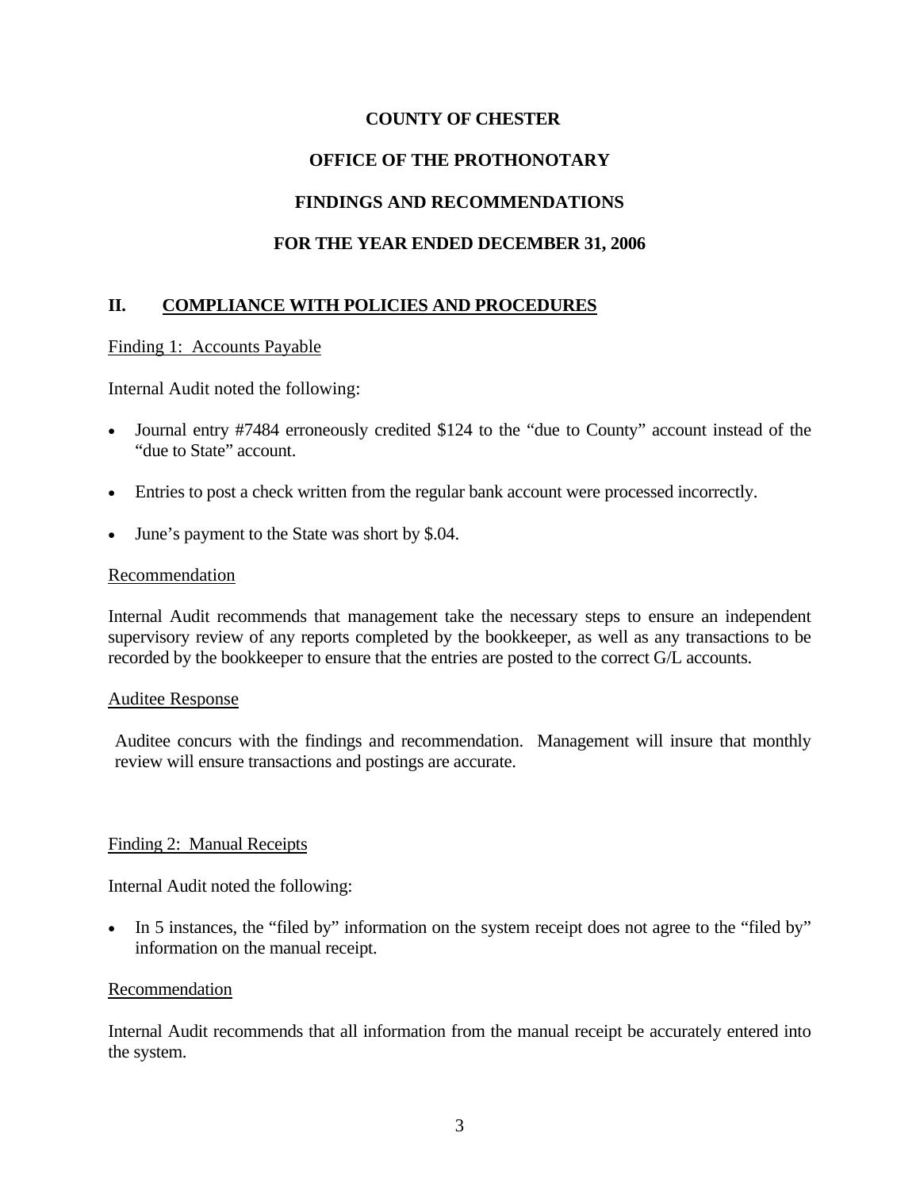# COUNTY OF CHESTER

## OFFICE OF THE PROTHONOTARY

## FINDINGS AND RECOMMENDATIONS

## FOR THE YEAR ENDED DECEMBER 31, 2006

## II. COMPLIANCE WITH POLICIES AND PROCEDURES

### Finding 1: Accounts Payable

Internal Audit noted the following:

- Journal entry #7484 erroneously credited $124 to the "due to County" account instead of the "due to State" account.
- Entries to post a check written from the regular bank account were processed incorrectly.
- June's payment to the State was short by $.04.

### Recommendation

Internal Audit recommends that management take the necessary steps to ensure an independent supervisory review of any reports completed by the bookkeeper, as well as any transactions to be recorded by the bookkeeper to ensure that the entries are posted to the correct G/L accounts.

### Auditee Response

Auditee concurs with the findings and recommendation. Management will insure that monthly review will ensure transactions and postings are accurate.

### Finding 2: Manual Receipts

Internal Audit noted the following:

- In 5 instances, the "filed by" information on the system receipt does not agree to the "filed by" information on the manual receipt.

### Recommendation

Internal Audit recommends that all information from the manual receipt be accurately entered into the system.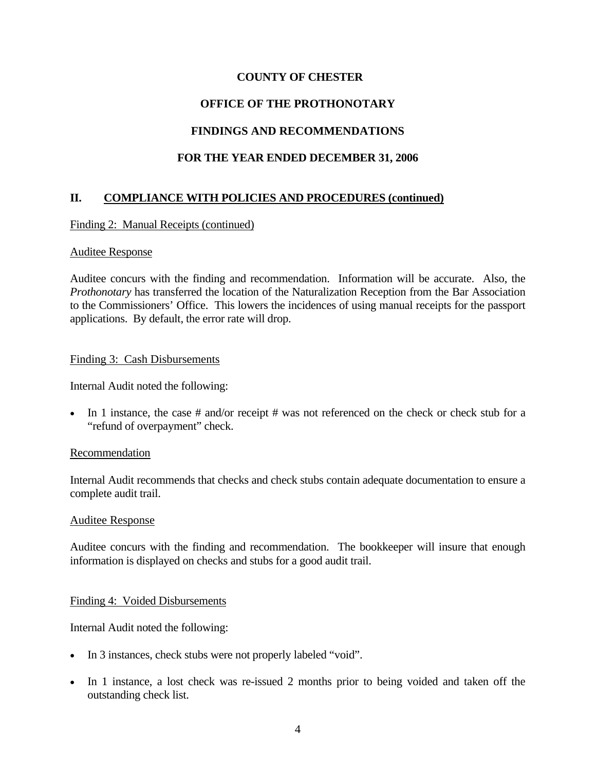**COUNTY OF CHESTER**

**OFFICE OF THE PROTHONOTARY**

**FINDINGS AND RECOMMENDATIONS**

**FOR THE YEAR ENDED DECEMBER 31, 2006**

## II. COMPLIANCE WITH POLICIES AND PROCEDURES (continued)

Finding 2: Manual Receipts (continued)

Auditee Response

Auditee concurs with the finding and recommendation. Information will be accurate. Also, the *Prothonotary* has transferred the location of the Naturalization Reception from the Bar Association to the Commissioners' Office. This lowers the incidences of using manual receipts for the passport applications. By default, the error rate will drop.

Finding 3: Cash Disbursements

Internal Audit noted the following:

- In 1 instance, the case # and/or receipt # was not referenced on the check or check stub for a "refund of overpayment" check.

Recommendation

Internal Audit recommends that checks and check stubs contain adequate documentation to ensure a complete audit trail.

Auditee Response

Auditee concurs with the finding and recommendation. The bookkeeper will insure that enough information is displayed on checks and stubs for a good audit trail.

Finding 4: Voided Disbursements

Internal Audit noted the following:

- In 3 instances, check stubs were not properly labeled "void".
- In 1 instance, a lost check was re-issued 2 months prior to being voided and taken off the outstanding check list.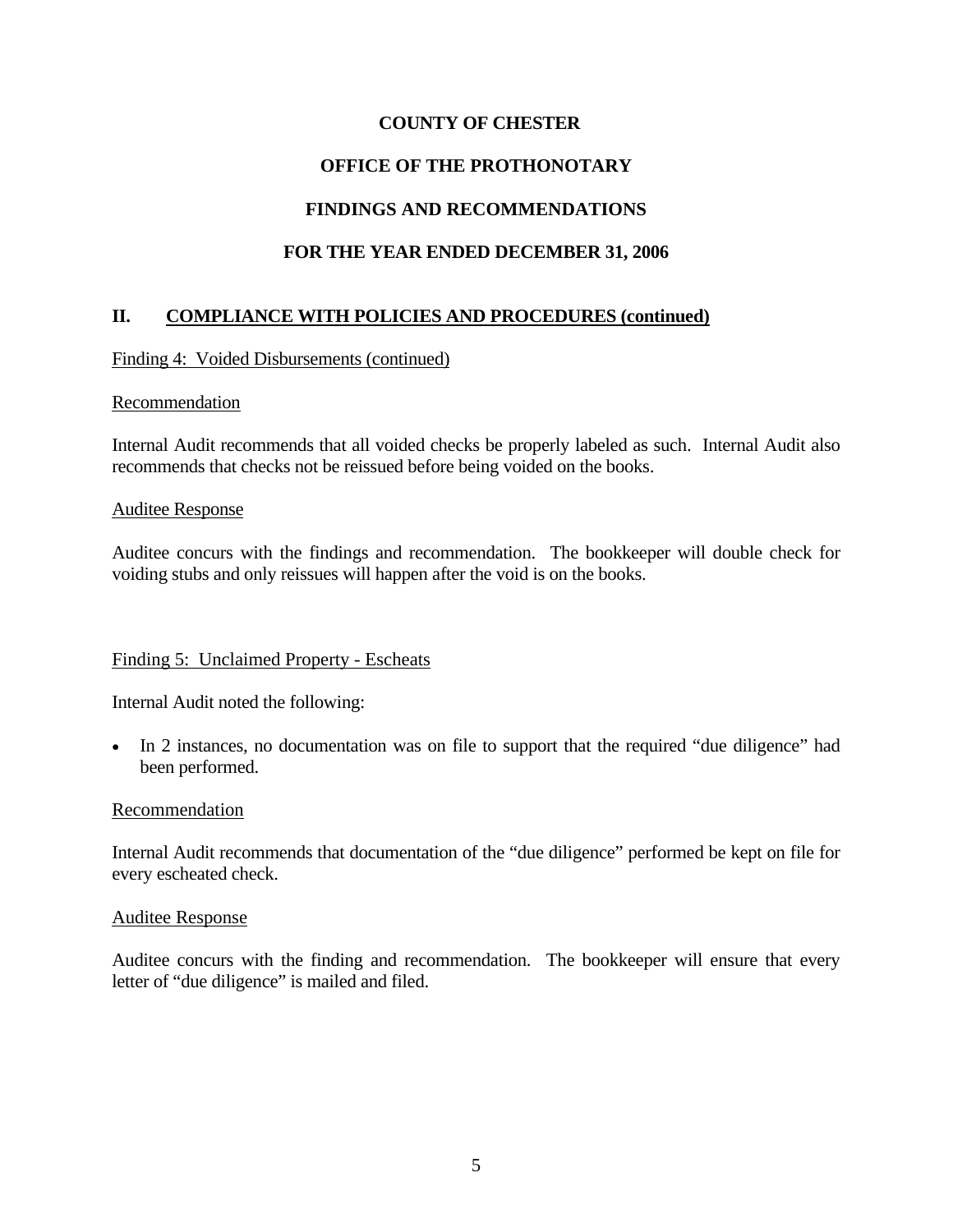**COUNTY OF CHESTER**

**OFFICE OF THE PROTHONOTARY**

**FINDINGS AND RECOMMENDATIONS**

**FOR THE YEAR ENDED DECEMBER 31, 2006**

## II. COMPLIANCE WITH POLICIES AND PROCEDURES (continued)

Finding 4: Voided Disbursements (continued)

Recommendation

Internal Audit recommends that all voided checks be properly labeled as such. Internal Audit also recommends that checks not be reissued before being voided on the books.

Auditee Response

Auditee concurs with the findings and recommendation. The bookkeeper will double check for voiding stubs and only reissues will happen after the void is on the books.

Finding 5: Unclaimed Property - Escheats

Internal Audit noted the following:

- In 2 instances, no documentation was on file to support that the required "due diligence" had been performed.

Recommendation

Internal Audit recommends that documentation of the "due diligence" performed be kept on file for every escheated check.

Auditee Response

Auditee concurs with the finding and recommendation. The bookkeeper will ensure that every letter of "due diligence" is mailed and filed.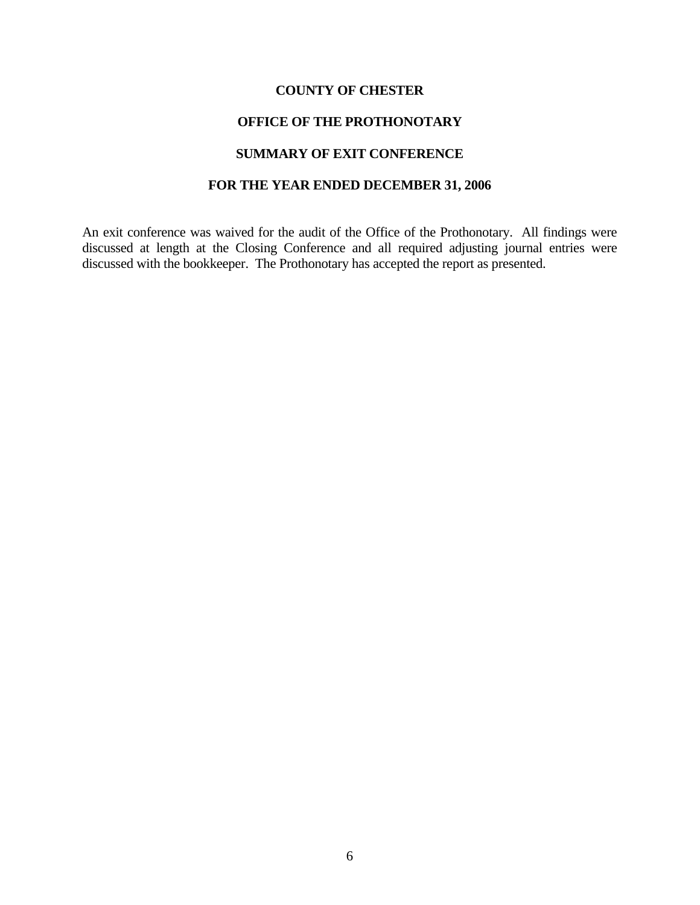**COUNTY OF CHESTER**

**OFFICE OF THE PROTHONOTARY**

**SUMMARY OF EXIT CONFERENCE**

**FOR THE YEAR ENDED DECEMBER 31, 2006**

An exit conference was waived for the audit of the Office of the Prothonotary. All findings were discussed at length at the Closing Conference and all required adjusting journal entries were discussed with the bookkeeper. The Prothonotary has accepted the report as presented.